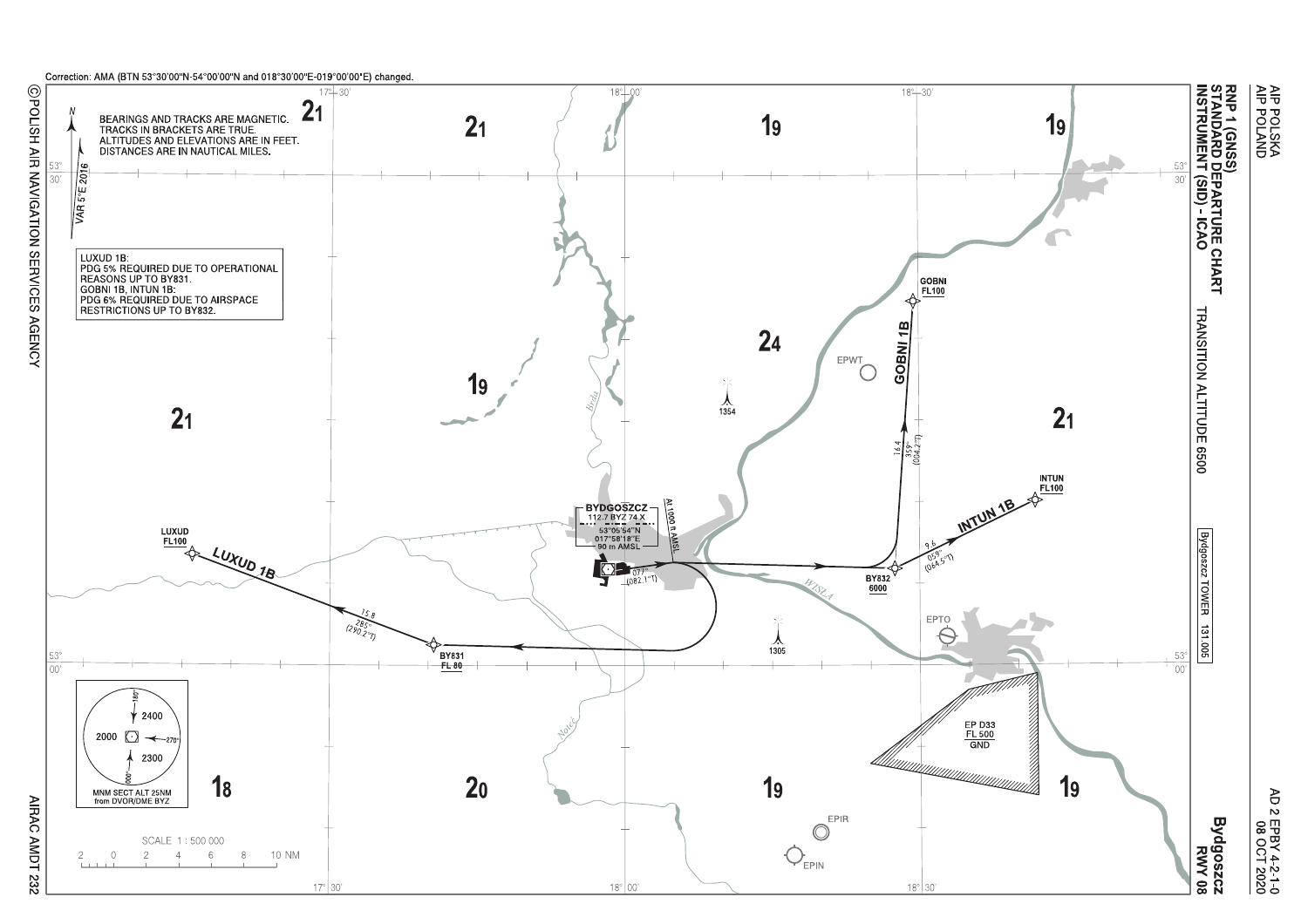Correction: AMA (BTN 53°30'00"N-54°00'00"N and 018°30'00"E-019°00'00"E) changed.

# RNP 1 (GNSS) STANDARD DEPARTURE CHART INSTRUMENT (SID) - ICAO

TRANSITION ALTITUDE 6500

Bydgoszcz TOWER 131.005

Bydgoszcz RWY 08

BEARINGS AND TRACKS ARE MAGNETIC.
TRACKS IN BRACKETS ARE TRUE.
ALTITUDES AND ELEVATIONS ARE IN FEET.
DISTANCES ARE IN NAUTICAL MILES.

VAR 5°E 2016

LUXUD 1B:
PDG 5% REQUIRED DUE TO OPERATIONAL REASONS UP TO BY831.
GOBNI 1B, INTUN 1B:
PDG 6% REQUIRED DUE TO AIRSPACE RESTRICTIONS UP TO BY832.

BYDGOSZCZ
112.7 BYZ 74 X
53°05'54"N
017°58'18"E
90 m AMSL

At 1000 ft AMSL

077°
(082.1°T)

LUXUD
FL100

LUXUD 1B

15.8
285°
(290.2°T)

BY831
FL 80

GOBNI
FL100

GOBNI 1B

16.4
359°
(004.2°T)

INTUN
FL100

INTUN 1B

9.6
059°
(064.5°T)

BY832
6000

EPWT

EPTO

EP D33
FL 500
GND

EPIR

EPIN

1354

1305

WISŁA

Brda

Noteć

MNM SECT ALT 25NM from DVOR/DME BYZ

2400
2000
2300
180°
270°
000°

SCALE 1 : 500 000

2 0 2 4 6 8 10 NM

17°30'
18°00'
18°30'
53°30'
53°00'

©POLISH AIR NAVIGATION SERVICES AGENCY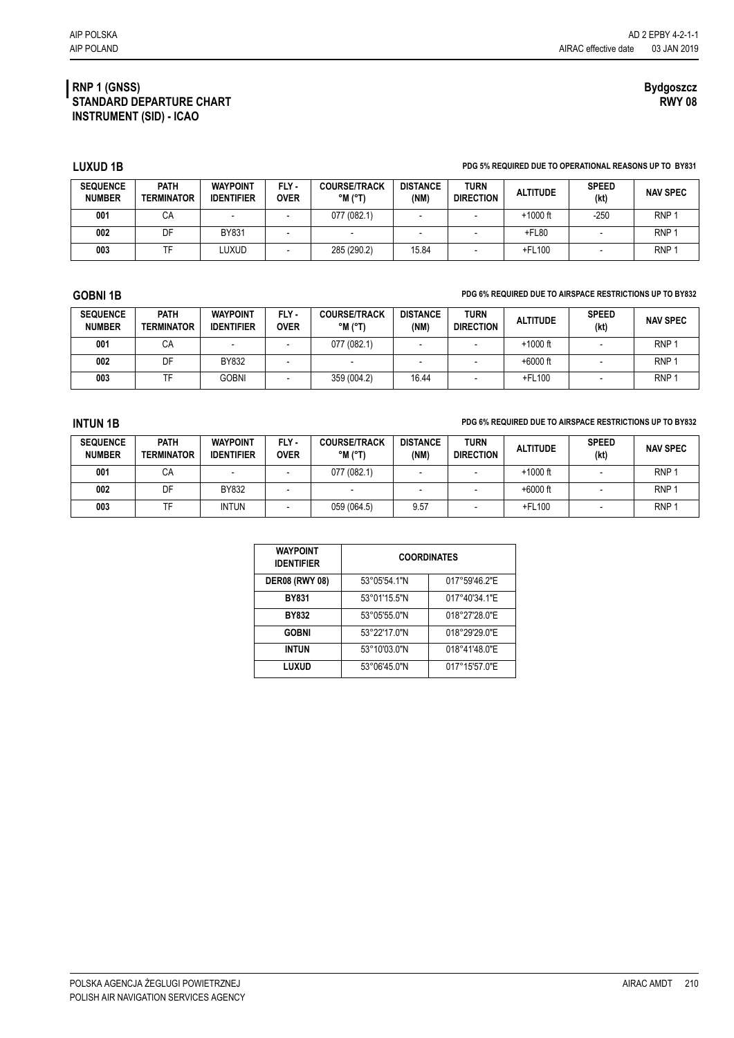**RNP 1 (GNSS)**
**STANDARD DEPARTURE CHART**
**INSTRUMENT (SID) - ICAO**

**Bydgoszcz**
**RWY 08**

## LUXUD 1B

**PDG 5% REQUIRED DUE TO OPERATIONAL REASONS UP TO BY831**

| SEQUENCE NUMBER | PATH TERMINATOR | WAYPOINT IDENTIFIER | FLY - OVER | COURSE/TRACK °M (°T) | DISTANCE (NM) | TURN DIRECTION | ALTITUDE | SPEED (kt) | NAV SPEC |
|---|---|---|---|---|---|---|---|---|---|
| 001 | CA | - | - | 077 (082.1) | - | - | +1000 ft | -250 | RNP 1 |
| 002 | DF | BY831 | - | - | - | - | +FL80 | - | RNP 1 |
| 003 | TF | LUXUD | - | 285 (290.2) | 15.84 | - | +FL100 | - | RNP 1 |

## GOBNI 1B

**PDG 6% REQUIRED DUE TO AIRSPACE RESTRICTIONS UP TO BY832**

| SEQUENCE NUMBER | PATH TERMINATOR | WAYPOINT IDENTIFIER | FLY - OVER | COURSE/TRACK °M (°T) | DISTANCE (NM) | TURN DIRECTION | ALTITUDE | SPEED (kt) | NAV SPEC |
|---|---|---|---|---|---|---|---|---|---|
| 001 | CA | - | - | 077 (082.1) | - | - | +1000 ft | - | RNP 1 |
| 002 | DF | BY832 | - | - | - | - | +6000 ft | - | RNP 1 |
| 003 | TF | GOBNI | - | 359 (004.2) | 16.44 | - | +FL100 | - | RNP 1 |

## INTUN 1B

**PDG 6% REQUIRED DUE TO AIRSPACE RESTRICTIONS UP TO BY832**

| SEQUENCE NUMBER | PATH TERMINATOR | WAYPOINT IDENTIFIER | FLY - OVER | COURSE/TRACK °M (°T) | DISTANCE (NM) | TURN DIRECTION | ALTITUDE | SPEED (kt) | NAV SPEC |
|---|---|---|---|---|---|---|---|---|---|
| 001 | CA | - | - | 077 (082.1) | - | - | +1000 ft | - | RNP 1 |
| 002 | DF | BY832 | - | - | - | - | +6000 ft | - | RNP 1 |
| 003 | TF | INTUN | - | 059 (064.5) | 9.57 | - | +FL100 | - | RNP 1 |

| WAYPOINT IDENTIFIER | COORDINATES | |
|---|---|---|
| DER08 (RWY 08) | 53°05'54.1"N | 017°59'46.2"E |
| BY831 | 53°01'15.5"N | 017°40'34.1"E |
| BY832 | 53°05'55.0"N | 018°27'28.0"E |
| GOBNI | 53°22'17.0"N | 018°29'29.0"E |
| INTUN | 53°10'03.0"N | 018°41'48.0"E |
| LUXUD | 53°06'45.0"N | 017°15'57.0"E |